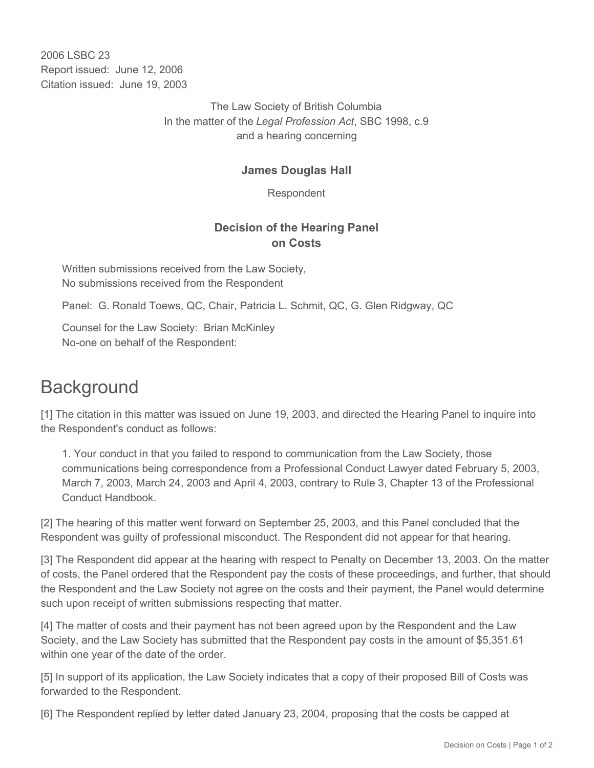2006 LSBC 23
Report issued: June 12, 2006
Citation issued: June 19, 2003

The Law Society of British Columbia
In the matter of the *Legal Profession Act*, SBC 1998, c.9
and a hearing concerning

**James Douglas Hall**

Respondent

**Decision of the Hearing Panel on Costs**

Written submissions received from the Law Society,
No submissions received from the Respondent

Panel: G. Ronald Toews, QC, Chair, Patricia L. Schmit, QC, G. Glen Ridgway, QC

Counsel for the Law Society: Brian McKinley
No-one on behalf of the Respondent:

# Background

[1] The citation in this matter was issued on June 19, 2003, and directed the Hearing Panel to inquire into the Respondent's conduct as follows:

> 1. Your conduct in that you failed to respond to communication from the Law Society, those communications being correspondence from a Professional Conduct Lawyer dated February 5, 2003, March 7, 2003, March 24, 2003 and April 4, 2003, contrary to Rule 3, Chapter 13 of the Professional Conduct Handbook.

[2] The hearing of this matter went forward on September 25, 2003, and this Panel concluded that the Respondent was guilty of professional misconduct. The Respondent did not appear for that hearing.

[3] The Respondent did appear at the hearing with respect to Penalty on December 13, 2003. On the matter of costs, the Panel ordered that the Respondent pay the costs of these proceedings, and further, that should the Respondent and the Law Society not agree on the costs and their payment, the Panel would determine such upon receipt of written submissions respecting that matter.

[4] The matter of costs and their payment has not been agreed upon by the Respondent and the Law Society, and the Law Society has submitted that the Respondent pay costs in the amount of $5,351.61 within one year of the date of the order.

[5] In support of its application, the Law Society indicates that a copy of their proposed Bill of Costs was forwarded to the Respondent.

[6] The Respondent replied by letter dated January 23, 2004, proposing that the costs be capped at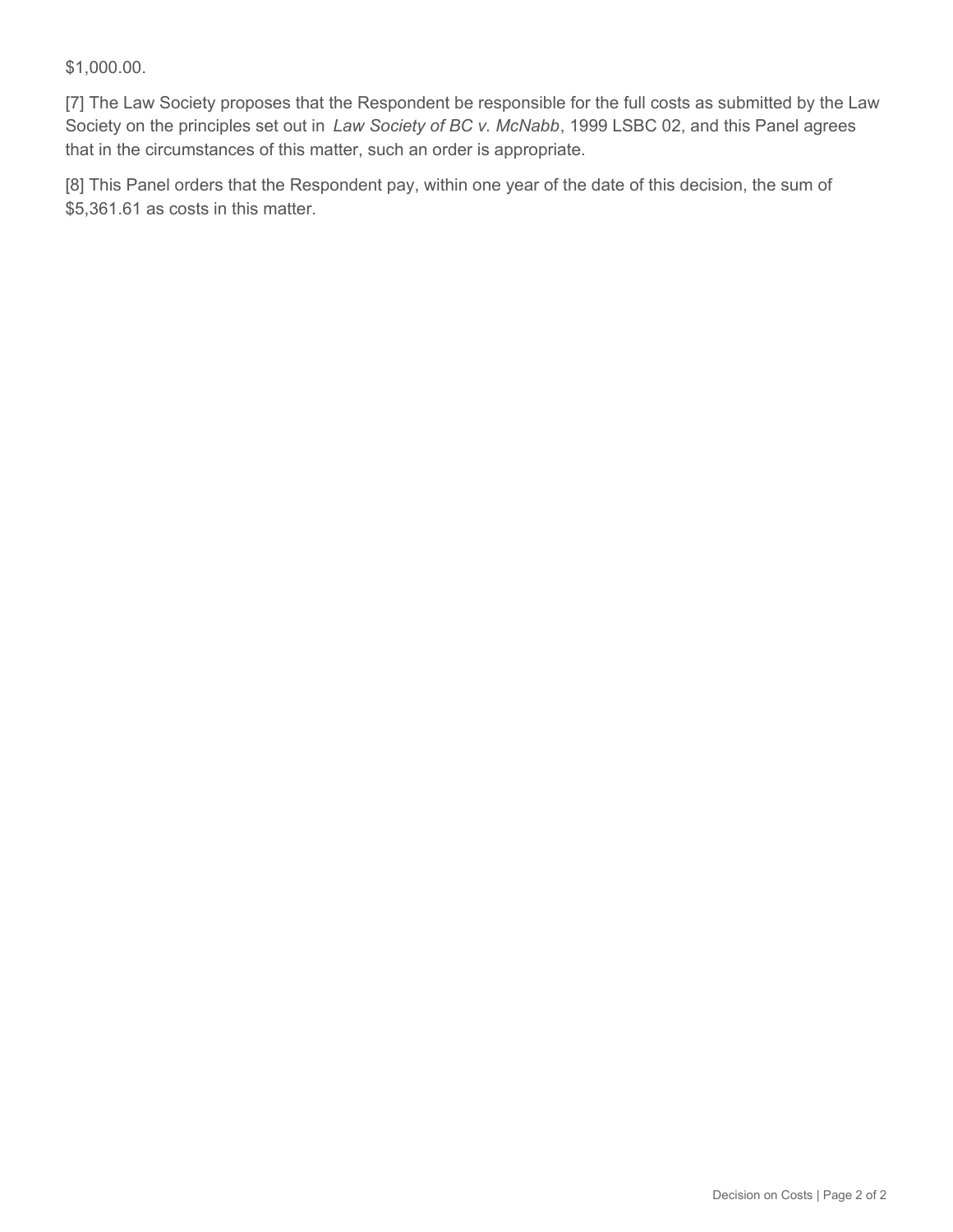$1,000.00.

[7] The Law Society proposes that the Respondent be responsible for the full costs as submitted by the Law Society on the principles set out in *Law Society of BC v. McNabb*, 1999 LSBC 02, and this Panel agrees that in the circumstances of this matter, such an order is appropriate.

[8] This Panel orders that the Respondent pay, within one year of the date of this decision, the sum of $5,361.61 as costs in this matter.